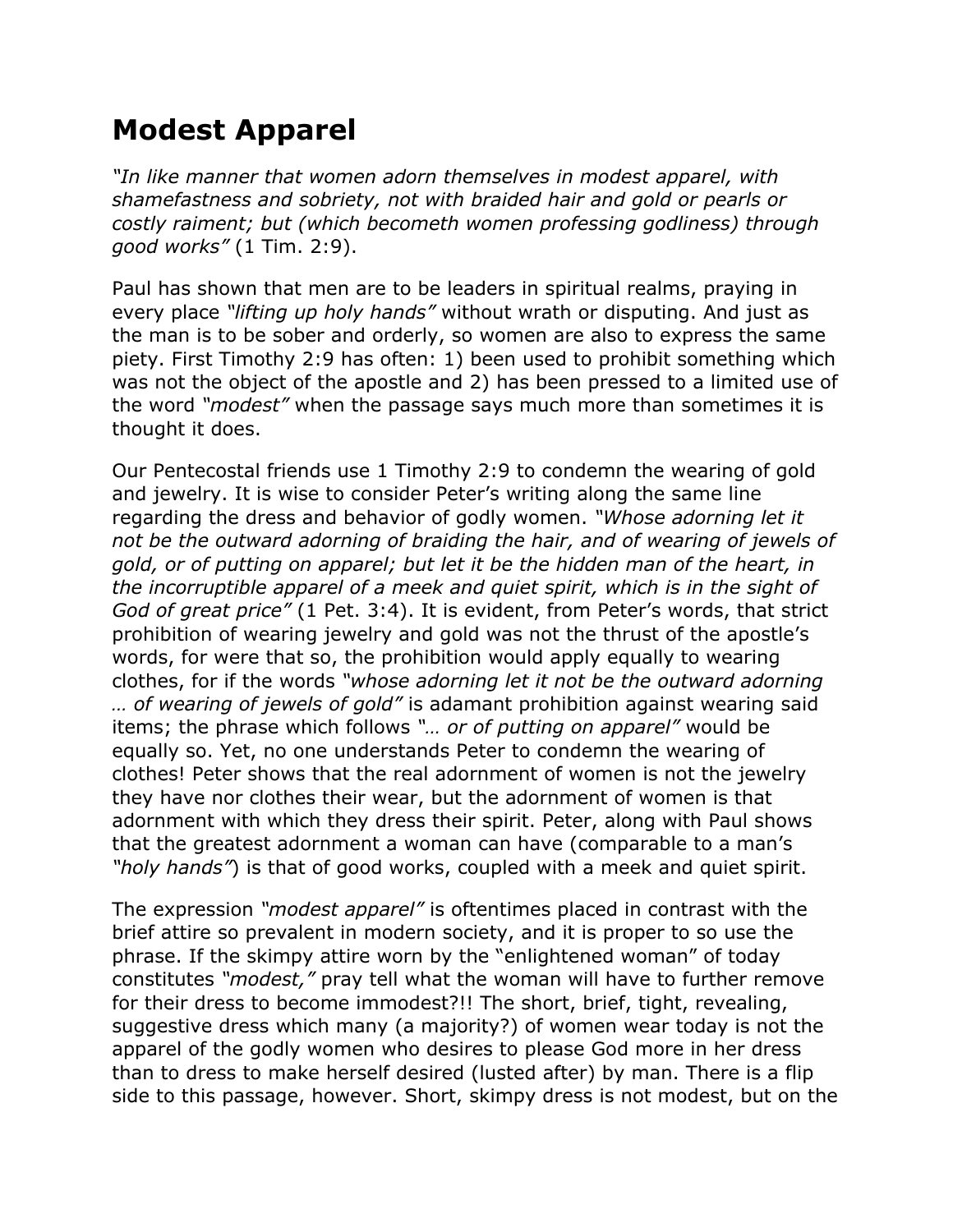# Modest Apparel

*"In like manner that women adorn themselves in modest apparel, with shamefastness and sobriety, not with braided hair and gold or pearls or costly raiment; but (which becometh women professing godliness) through good works"* (1 Tim. 2:9).

Paul has shown that men are to be leaders in spiritual realms, praying in every place *"lifting up holy hands"* without wrath or disputing. And just as the man is to be sober and orderly, so women are also to express the same piety. First Timothy 2:9 has often: 1) been used to prohibit something which was not the object of the apostle and 2) has been pressed to a limited use of the word *"modest"* when the passage says much more than sometimes it is thought it does.

Our Pentecostal friends use 1 Timothy 2:9 to condemn the wearing of gold and jewelry. It is wise to consider Peter's writing along the same line regarding the dress and behavior of godly women. *"Whose adorning let it not be the outward adorning of braiding the hair, and of wearing of jewels of gold, or of putting on apparel; but let it be the hidden man of the heart, in the incorruptible apparel of a meek and quiet spirit, which is in the sight of God of great price"* (1 Pet. 3:4). It is evident, from Peter's words, that strict prohibition of wearing jewelry and gold was not the thrust of the apostle's words, for were that so, the prohibition would apply equally to wearing clothes, for if the words *"whose adorning let it not be the outward adorning … of wearing of jewels of gold"* is adamant prohibition against wearing said items; the phrase which follows *"… or of putting on apparel"* would be equally so. Yet, no one understands Peter to condemn the wearing of clothes! Peter shows that the real adornment of women is not the jewelry they have nor clothes their wear, but the adornment of women is that adornment with which they dress their spirit. Peter, along with Paul shows that the greatest adornment a woman can have (comparable to a man's *"holy hands"*) is that of good works, coupled with a meek and quiet spirit.

The expression *"modest apparel"* is oftentimes placed in contrast with the brief attire so prevalent in modern society, and it is proper to so use the phrase. If the skimpy attire worn by the "enlightened woman" of today constitutes *"modest,"* pray tell what the woman will have to further remove for their dress to become immodest?!! The short, brief, tight, revealing, suggestive dress which many (a majority?) of women wear today is not the apparel of the godly women who desires to please God more in her dress than to dress to make herself desired (lusted after) by man. There is a flip side to this passage, however. Short, skimpy dress is not modest, but on the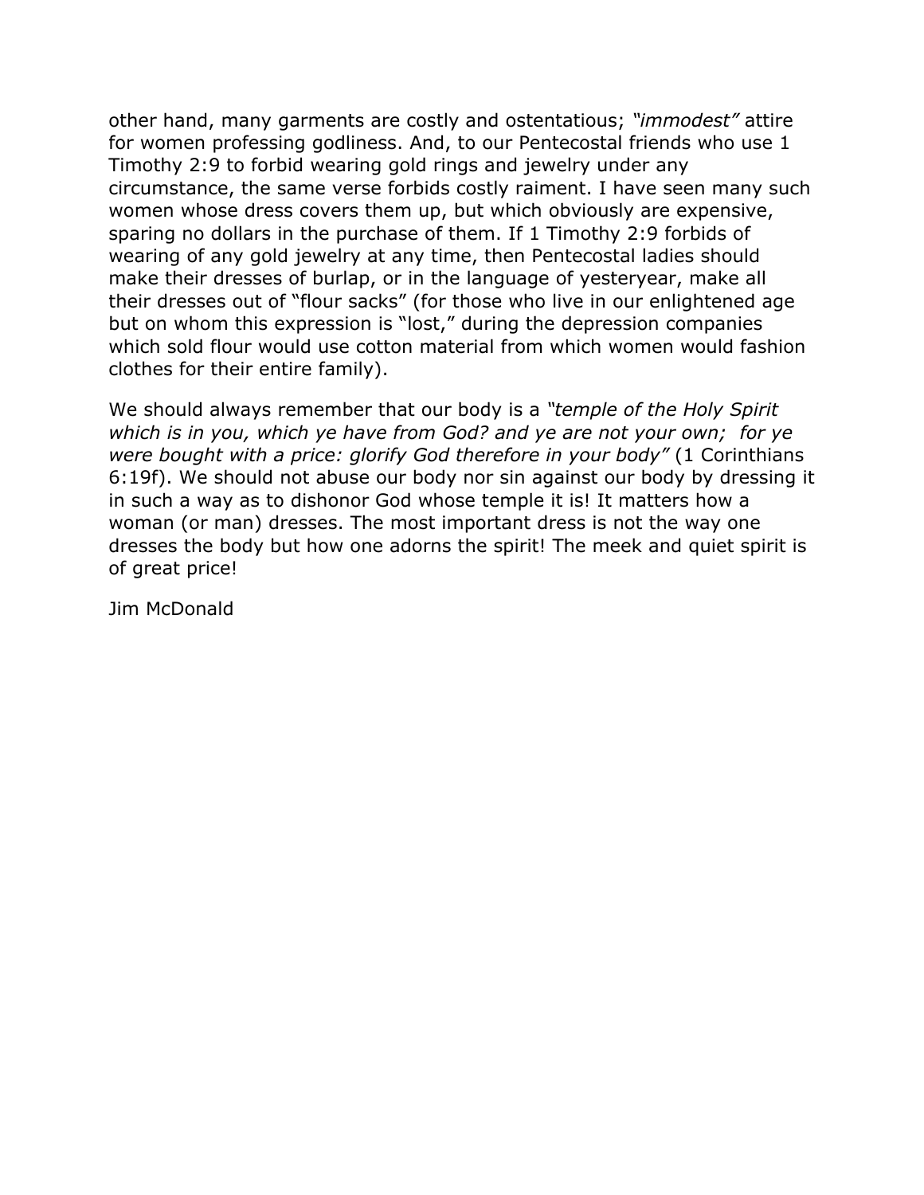other hand, many garments are costly and ostentatious; *"immodest"* attire for women professing godliness. And, to our Pentecostal friends who use 1 Timothy 2:9 to forbid wearing gold rings and jewelry under any circumstance, the same verse forbids costly raiment. I have seen many such women whose dress covers them up, but which obviously are expensive, sparing no dollars in the purchase of them. If 1 Timothy 2:9 forbids of wearing of any gold jewelry at any time, then Pentecostal ladies should make their dresses of burlap, or in the language of yesteryear, make all their dresses out of "flour sacks" (for those who live in our enlightened age but on whom this expression is "lost," during the depression companies which sold flour would use cotton material from which women would fashion clothes for their entire family).

We should always remember that our body is a *"temple of the Holy Spirit which is in you, which ye have from God? and ye are not your own; for ye were bought with a price: glorify God therefore in your body"* (1 Corinthians 6:19f). We should not abuse our body nor sin against our body by dressing it in such a way as to dishonor God whose temple it is! It matters how a woman (or man) dresses. The most important dress is not the way one dresses the body but how one adorns the spirit! The meek and quiet spirit is of great price!

Jim McDonald